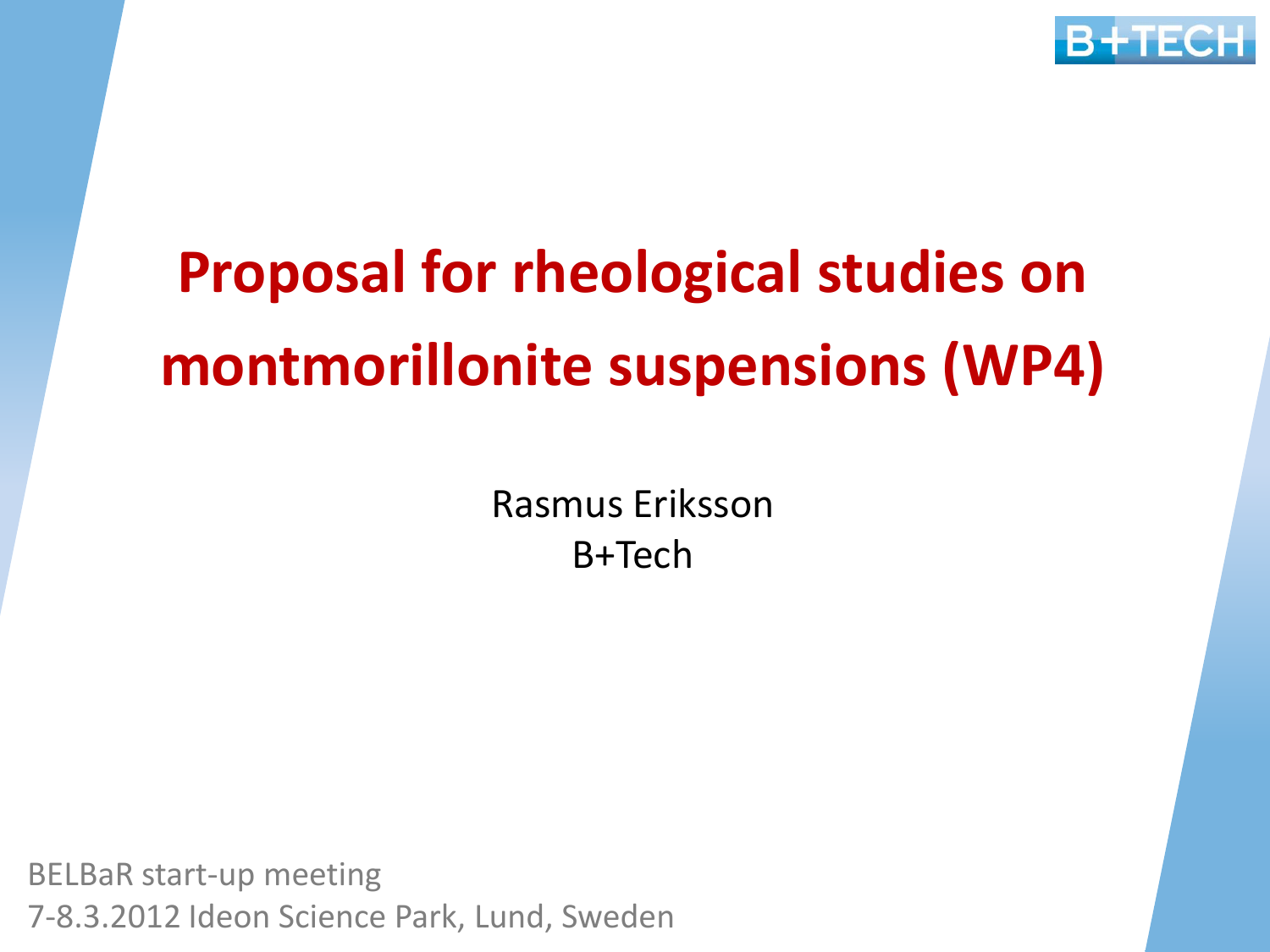B+TECH

# Proposal for rheological studies on montmorillonite suspensions (WP4)

Rasmus Eriksson
B+Tech

BELBaR start-up meeting
7-8.3.2012 Ideon Science Park, Lund, Sweden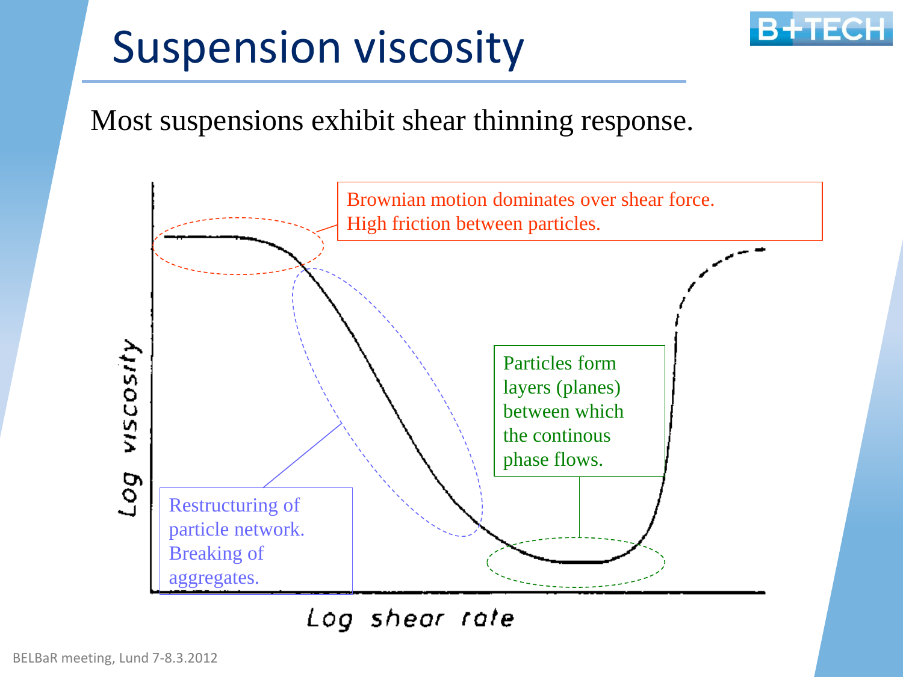# Suspension viscosity

Most suspensions exhibit shear thinning response.

Brownian motion dominates over shear force.
High friction between particles.

Restructuring of particle network.
Breaking of aggregates.

Particles form layers (planes) between which the continous phase flows.

Log viscosity

Log shear rate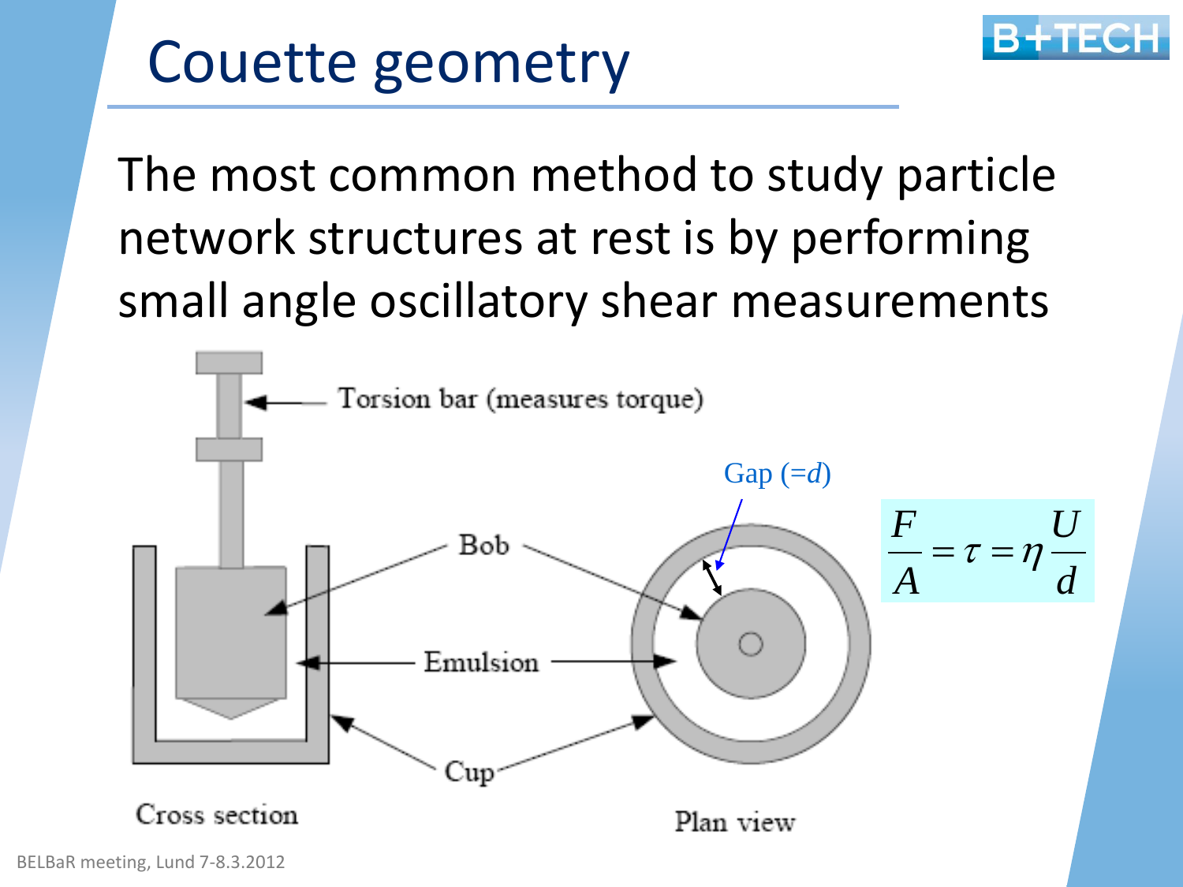# Couette geometry

The most common method to study particle network structures at rest is by performing small angle oscillatory shear measurements

Torsion bar (measures torque)

Bob

Emulsion

Cup

Gap (=$d$)

Cross section

Plan view

$$\frac{F}{A} = \tau = \eta \frac{U}{d}$$

BELBaR meeting, Lund 7-8.3.2012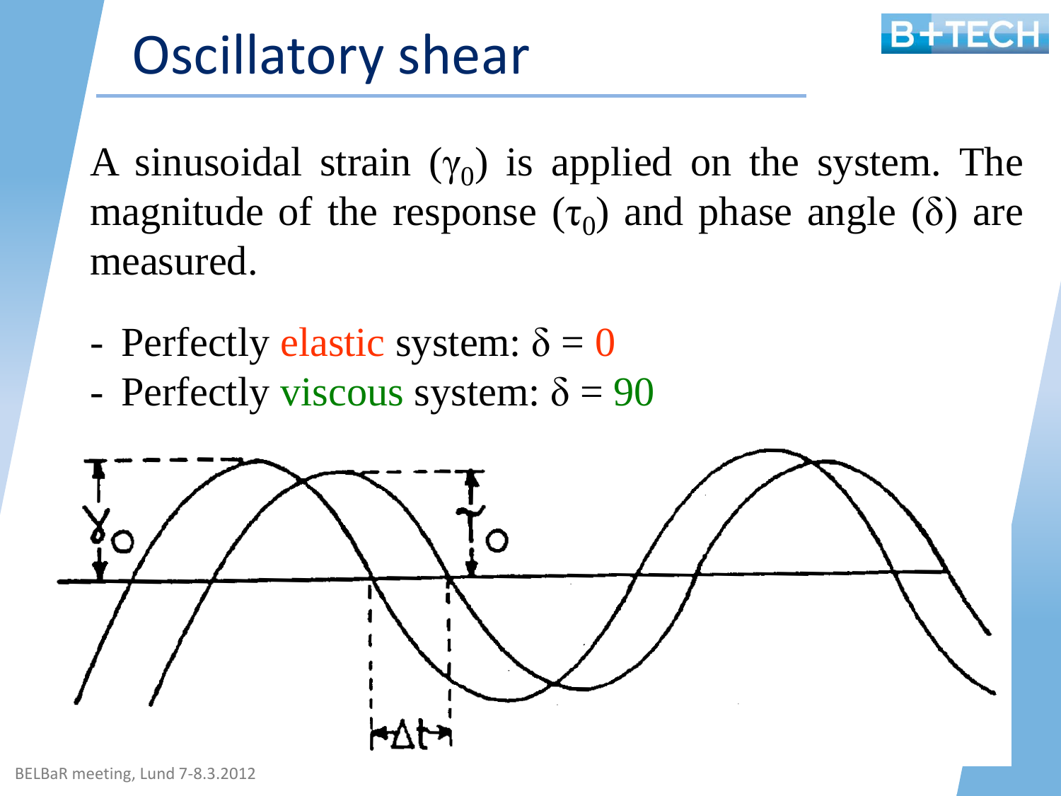# Oscillatory shear

A sinusoidal strain ($\gamma_0$) is applied on the system. The magnitude of the response ($\tau_0$) and phase angle ($\delta$) are measured.

- Perfectly elastic system: $\delta = 0$
- Perfectly viscous system: $\delta = 90$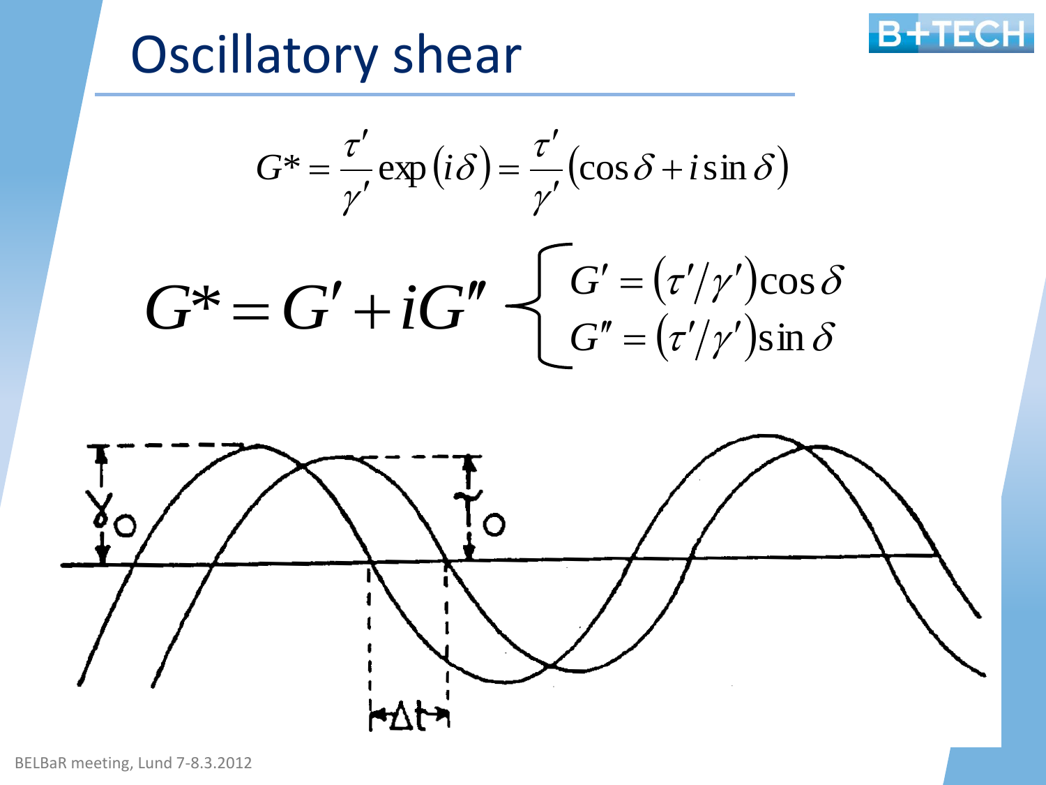# Oscillatory shear

$$G^* = \frac{\tau'}{\gamma'} \exp\left(i\delta\right) = \frac{\tau'}{\gamma'}\left(\cos\delta + i\sin\delta\right)$$

$$G^* = G' + iG'' \begin{cases} G' = \left(\tau'/\gamma'\right)\cos\delta \\ G'' = \left(\tau'/\gamma'\right)\sin\delta \end{cases}$$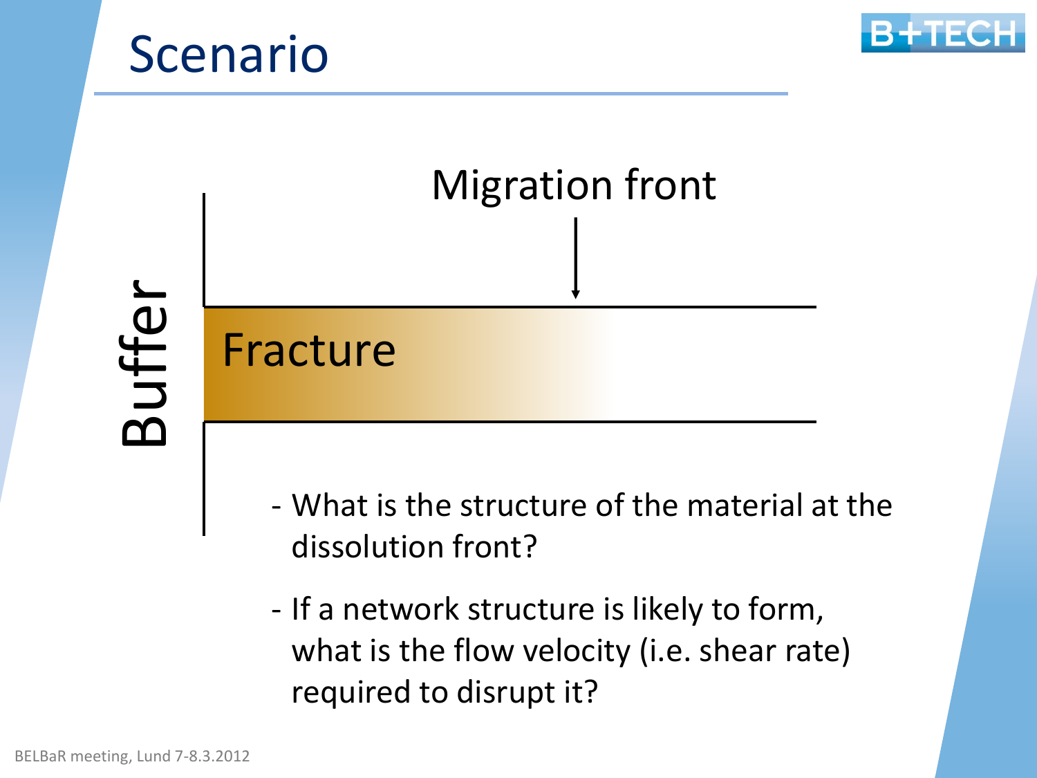# Scenario

Migration front

Buffer

Fracture

- What is the structure of the material at the dissolution front?
- If a network structure is likely to form, what is the flow velocity (i.e. shear rate) required to disrupt it?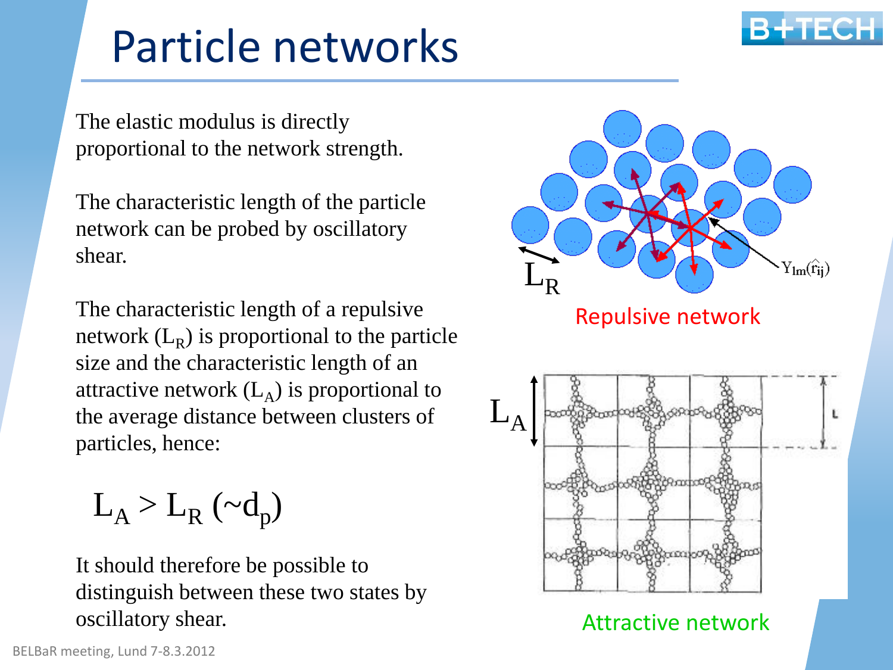# Particle networks

The elastic modulus is directly proportional to the network strength.

The characteristic length of the particle network can be probed by oscillatory shear.

The characteristic length of a repulsive network ($L_R$) is proportional to the particle size and the characteristic length of an attractive network ($L_A$) is proportional to the average distance between clusters of particles, hence:

$$L_A > L_R\ (\sim d_p)$$

It should therefore be possible to distinguish between these two states by oscillatory shear.

$L_R$ $Y_{lm}(\hat{r}_{ij})$

Repulsive network

$L_A$ L

Attractive network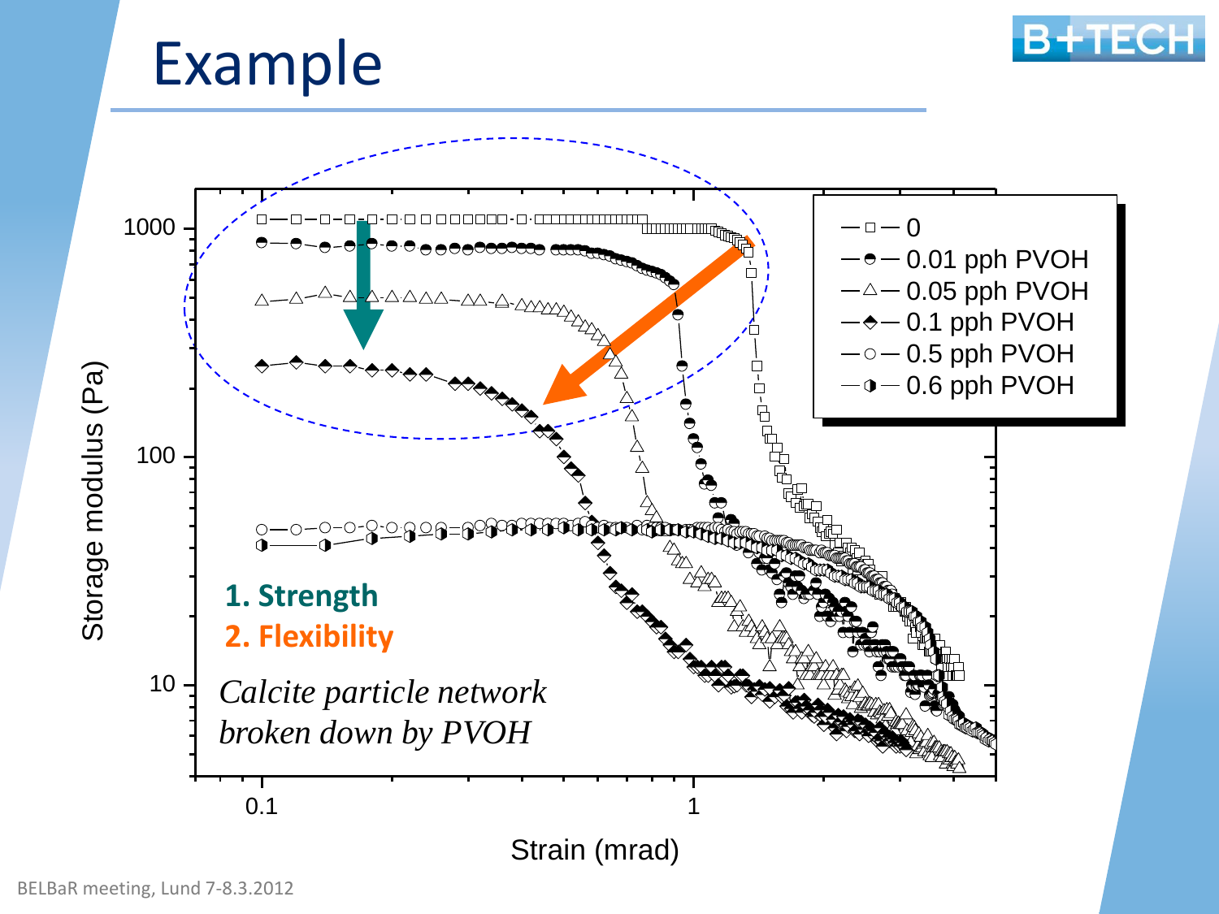# Example

1. Strength
2. Flexibility

*Calcite particle network broken down by PVOH*

Storage modulus (Pa)

Strain (mrad)

Legend: 0; 0.01 pph PVOH; 0.05 pph PVOH; 0.1 pph PVOH; 0.5 pph PVOH; 0.6 pph PVOH

BELBaR meeting, Lund 7-8.3.2012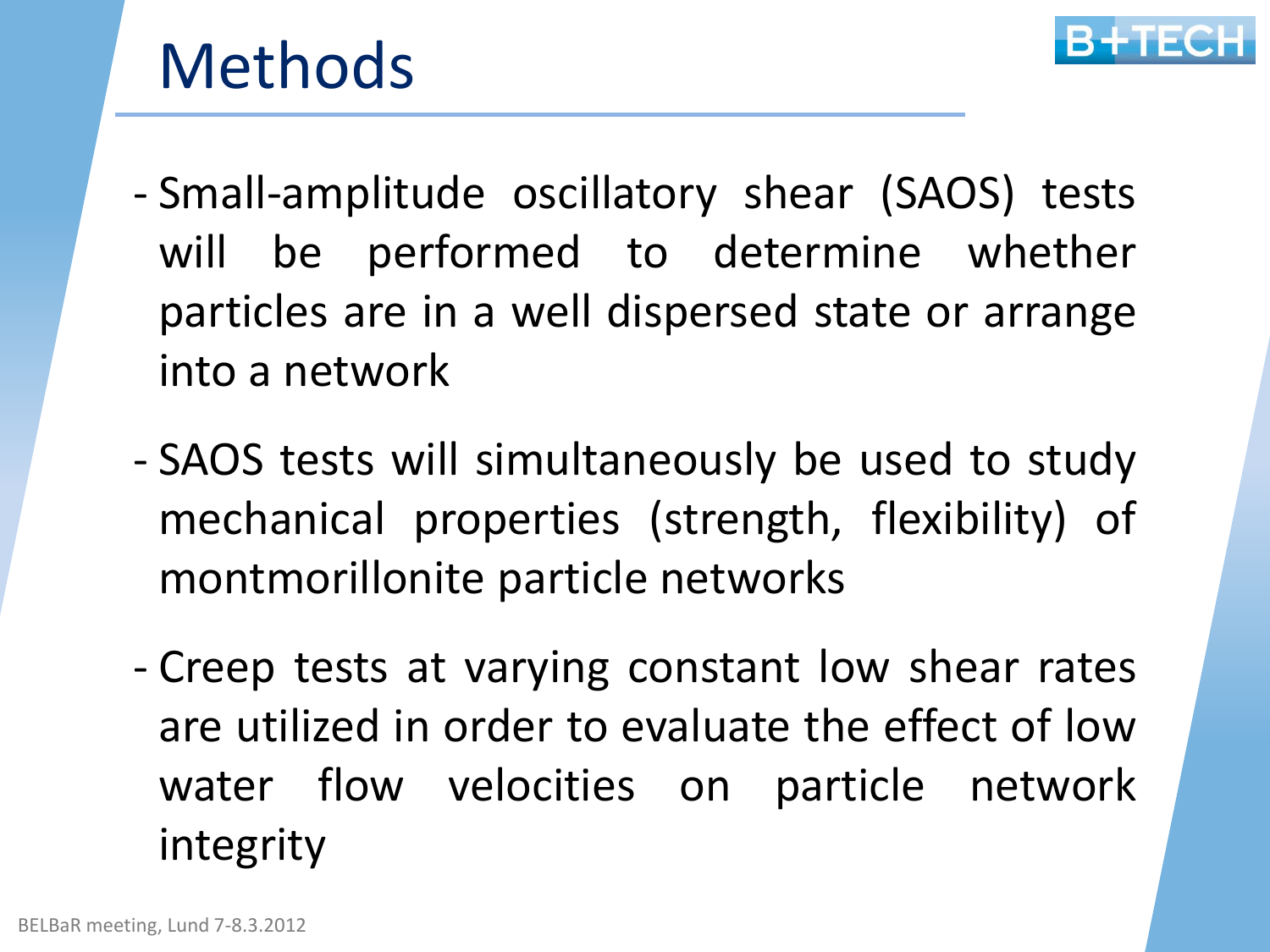# Methods

- Small-amplitude oscillatory shear (SAOS) tests will be performed to determine whether particles are in a well dispersed state or arrange into a network

- SAOS tests will simultaneously be used to study mechanical properties (strength, flexibility) of montmorillonite particle networks

- Creep tests at varying constant low shear rates are utilized in order to evaluate the effect of low water flow velocities on particle network integrity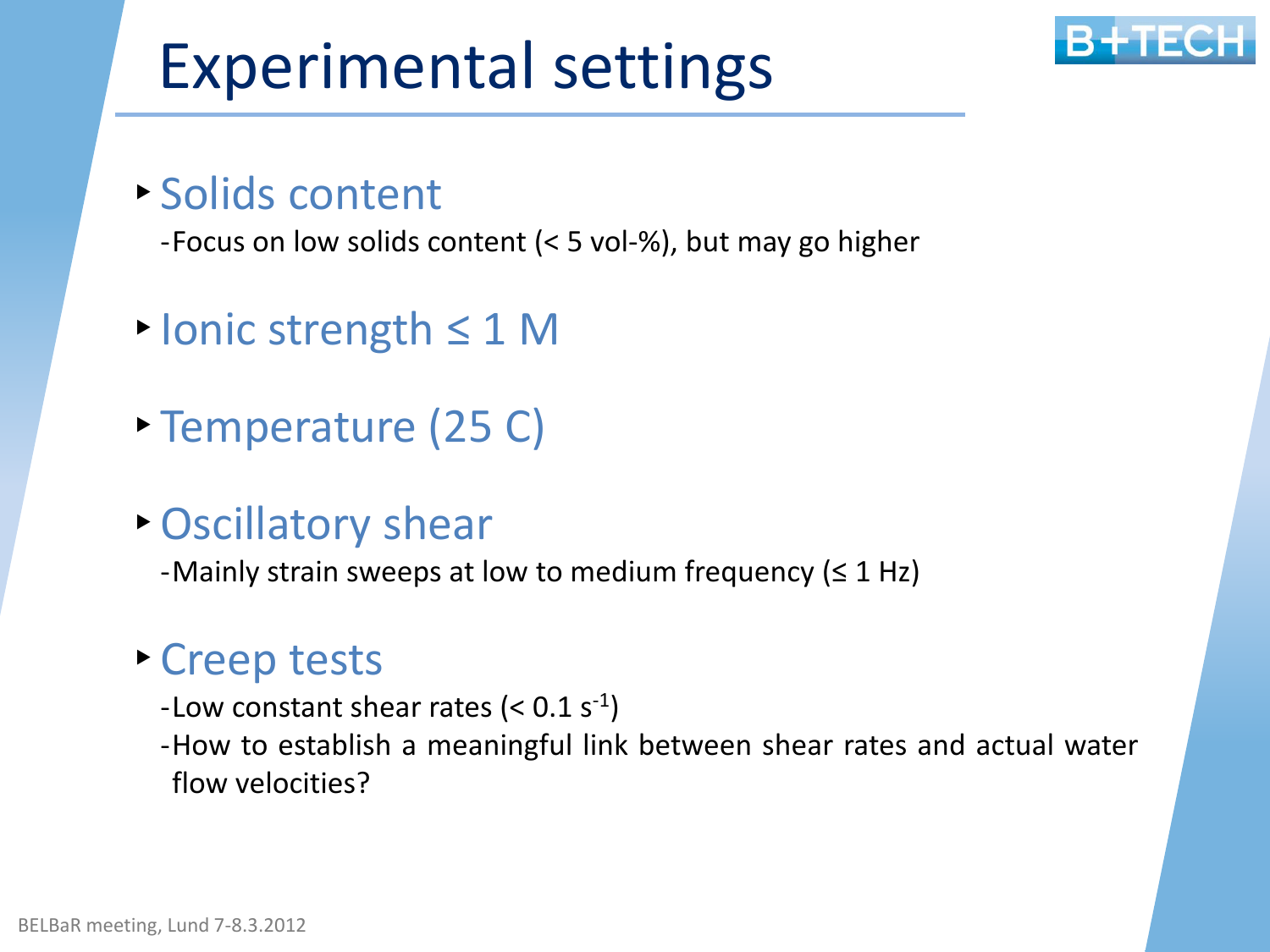# Experimental settings

- Solids content
  - Focus on low solids content (< 5 vol-%), but may go higher
- Ionic strength ≤ 1 M
- Temperature (25 C)
- Oscillatory shear
  - Mainly strain sweeps at low to medium frequency (≤ 1 Hz)
- Creep tests
  - Low constant shear rates (< 0.1 $s^{-1}$)
  - How to establish a meaningful link between shear rates and actual water flow velocities?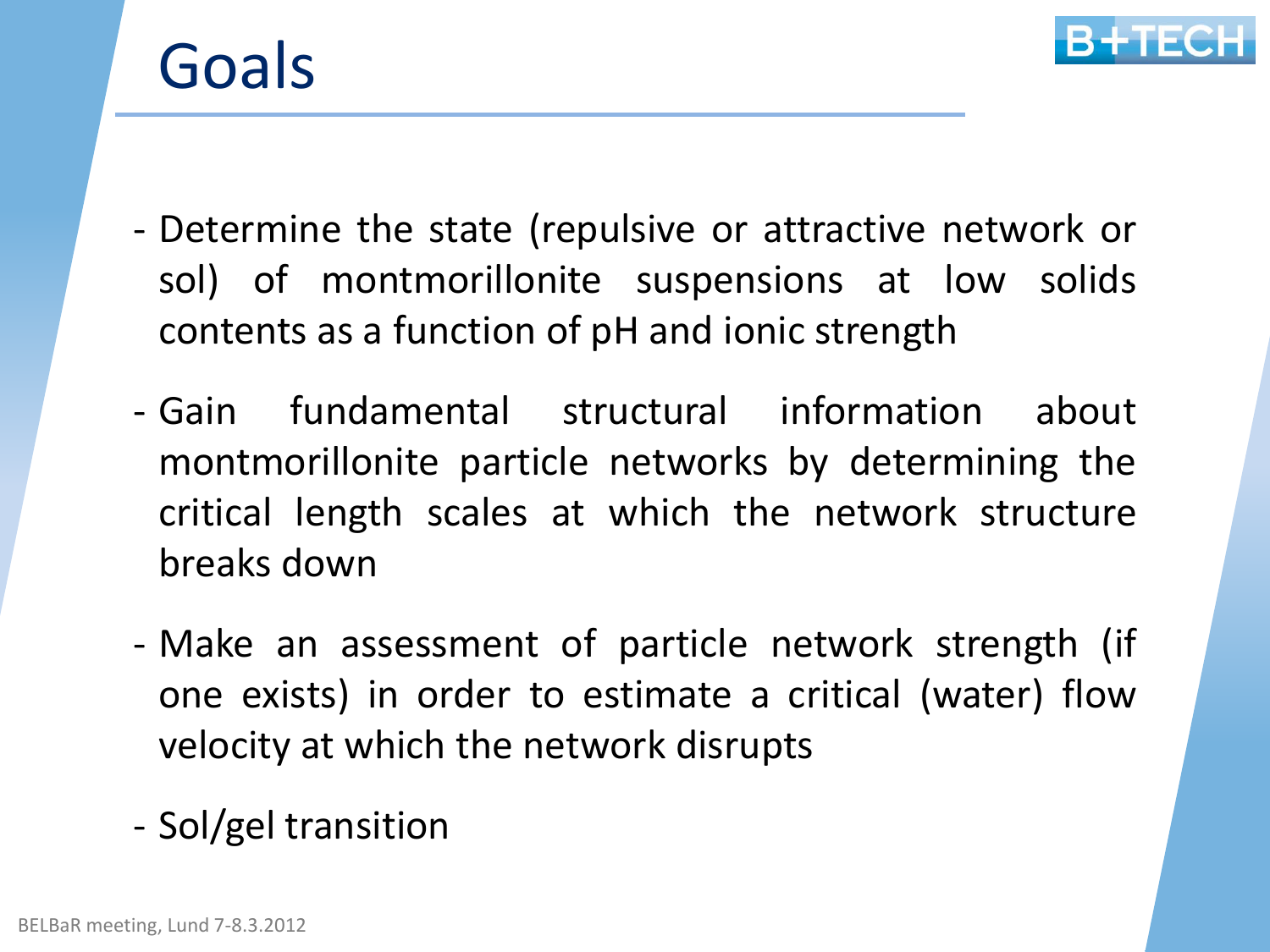# Goals

- Determine the state (repulsive or attractive network or sol) of montmorillonite suspensions at low solids contents as a function of pH and ionic strength
- Gain fundamental structural information about montmorillonite particle networks by determining the critical length scales at which the network structure breaks down
- Make an assessment of particle network strength (if one exists) in order to estimate a critical (water) flow velocity at which the network disrupts
- Sol/gel transition